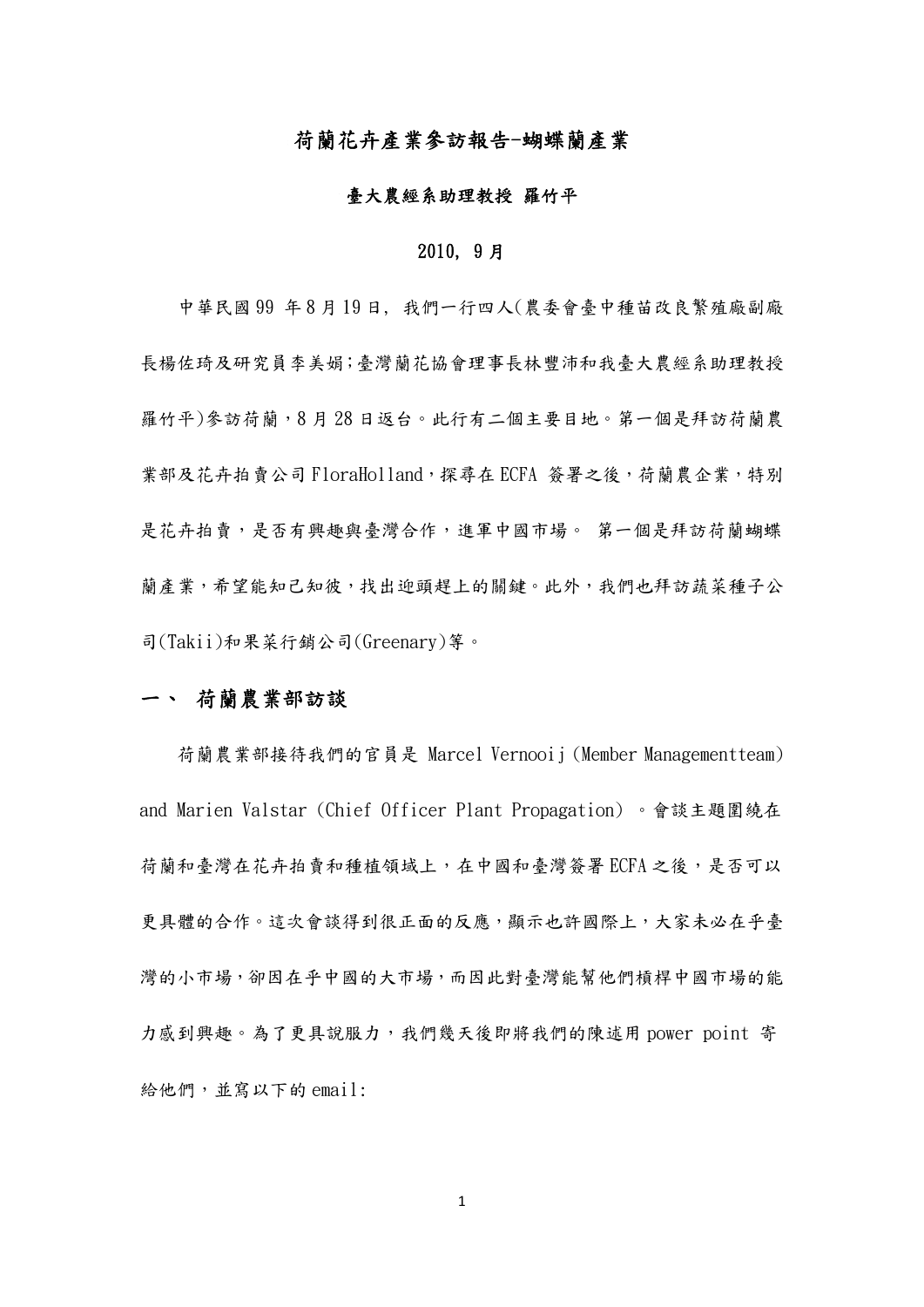# 荷蘭花卉產業參訪報告-蝴蝶蘭產業

**臺大農經系助理教授 羅竹平**

**2010, 9 月**

中華民國 99 年 8 月 19 日，我們一行四人(農委會臺中種苗改良繁殖廠副廠長楊佐琦及研究員李美娟;臺灣蘭花協會理事長林豐沛和我臺大農經系助理教授羅竹平)參訪荷蘭，8 月 28 日返台。此行有二個主要目地。第一個是拜訪荷蘭農業部及花卉拍賣公司 FloraHolland，探尋在 ECFA 簽署之後，荷蘭農企業，特別是花卉拍賣，是否有興趣與臺灣合作，進軍中國市場。 第一個是拜訪荷蘭蝴蝶蘭產業，希望能知己知彼，找出迎頭趕上的關鍵。此外，我們也拜訪蔬菜種子公司(Takii)和果菜行銷公司(Greenary)等。

## 一、 荷蘭農業部訪談

荷蘭農業部接待我們的官員是 Marcel Vernooij (Member Managementteam) and Marien Valstar (Chief Officer Plant Propagation) 。會談主題圍繞在荷蘭和臺灣在花卉拍賣和種植領域上，在中國和臺灣簽署 ECFA 之後，是否可以更具體的合作。這次會談得到很正面的反應，顯示也許國際上，大家未必在乎臺灣的小市場，卻因在乎中國的大市場，而因此對臺灣能幫他們槓桿中國市場的能力感到興趣。為了更具說服力，我們幾天後即將我們的陳述用 power point 寄給他們，並寫以下的 email: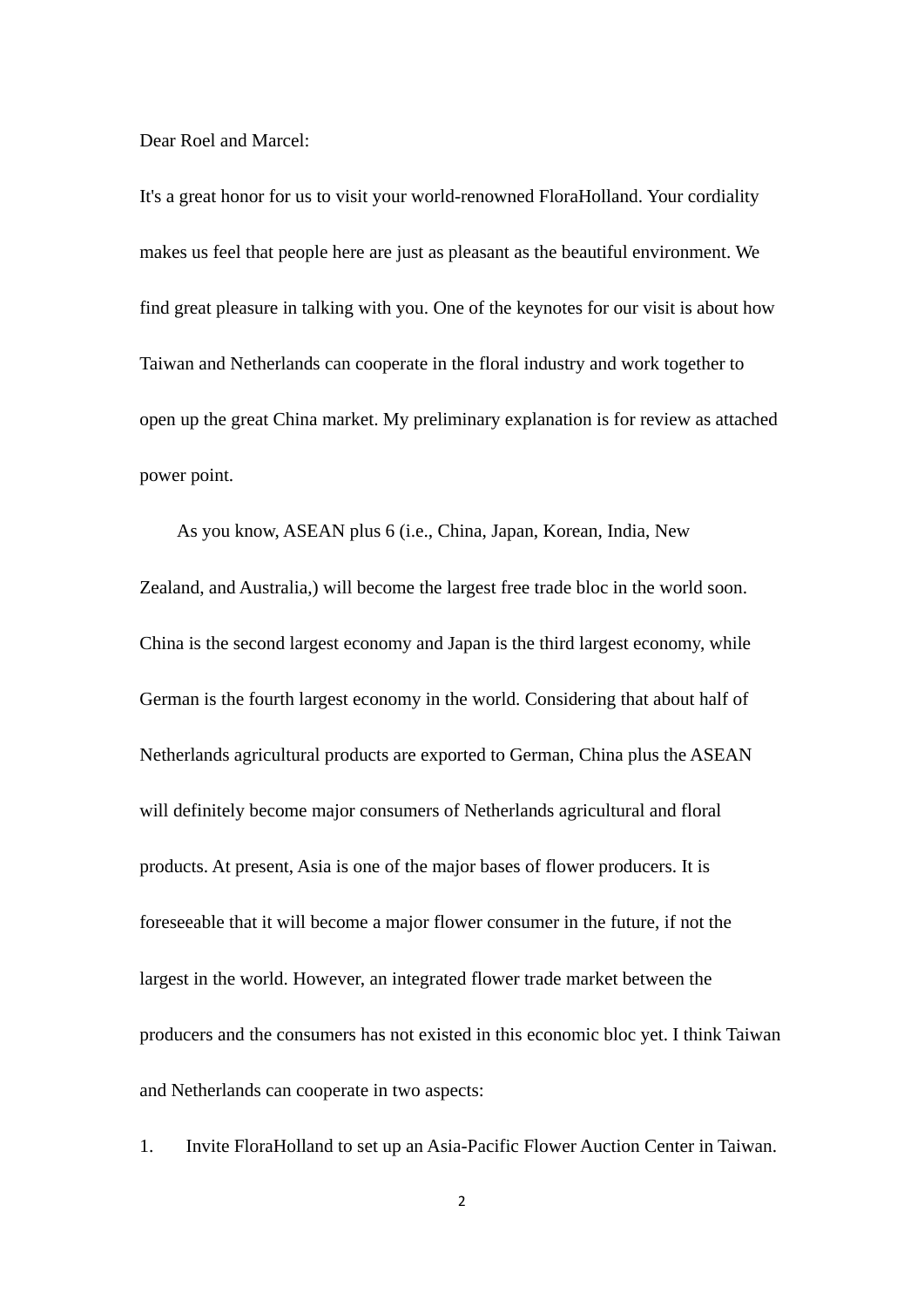Dear Roel and Marcel:

It's a great honor for us to visit your world-renowned FloraHolland. Your cordiality makes us feel that people here are just as pleasant as the beautiful environment. We find great pleasure in talking with you. One of the keynotes for our visit is about how Taiwan and Netherlands can cooperate in the floral industry and work together to open up the great China market. My preliminary explanation is for review as attached power point.

As you know, ASEAN plus 6 (i.e., China, Japan, Korean, India, New Zealand, and Australia,) will become the largest free trade bloc in the world soon. China is the second largest economy and Japan is the third largest economy, while German is the fourth largest economy in the world. Considering that about half of Netherlands agricultural products are exported to German, China plus the ASEAN will definitely become major consumers of Netherlands agricultural and floral products. At present, Asia is one of the major bases of flower producers. It is foreseeable that it will become a major flower consumer in the future, if not the largest in the world. However, an integrated flower trade market between the producers and the consumers has not existed in this economic bloc yet. I think Taiwan and Netherlands can cooperate in two aspects:

1. Invite FloraHolland to set up an Asia-Pacific Flower Auction Center in Taiwan.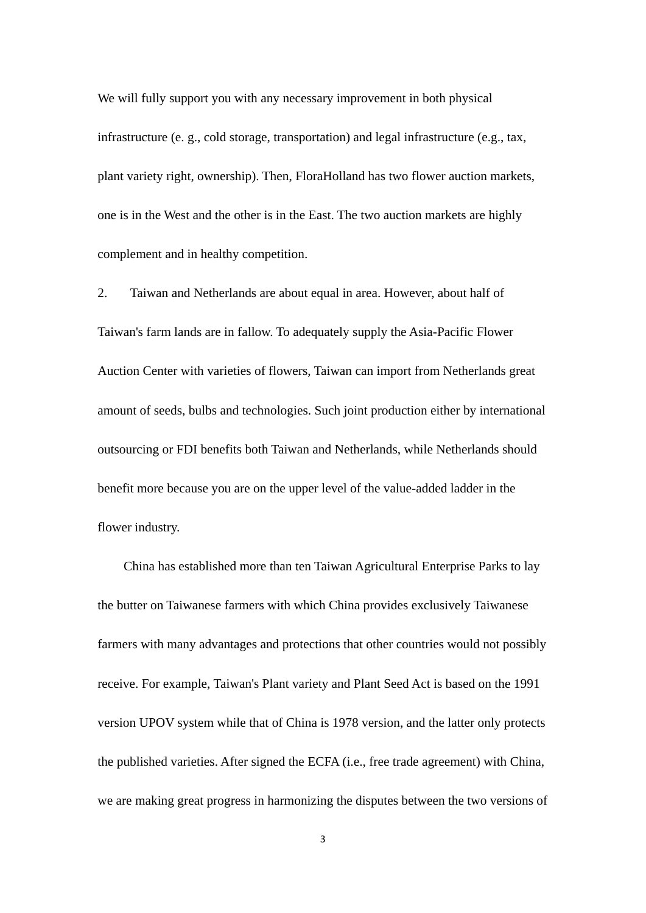We will fully support you with any necessary improvement in both physical infrastructure (e. g., cold storage, transportation) and legal infrastructure (e.g., tax, plant variety right, ownership). Then, FloraHolland has two flower auction markets, one is in the West and the other is in the East. The two auction markets are highly complement and in healthy competition.

2. Taiwan and Netherlands are about equal in area. However, about half of Taiwan's farm lands are in fallow. To adequately supply the Asia-Pacific Flower Auction Center with varieties of flowers, Taiwan can import from Netherlands great amount of seeds, bulbs and technologies. Such joint production either by international outsourcing or FDI benefits both Taiwan and Netherlands, while Netherlands should benefit more because you are on the upper level of the value-added ladder in the flower industry.

China has established more than ten Taiwan Agricultural Enterprise Parks to lay the butter on Taiwanese farmers with which China provides exclusively Taiwanese farmers with many advantages and protections that other countries would not possibly receive. For example, Taiwan's Plant variety and Plant Seed Act is based on the 1991 version UPOV system while that of China is 1978 version, and the latter only protects the published varieties. After signed the ECFA (i.e., free trade agreement) with China, we are making great progress in harmonizing the disputes between the two versions of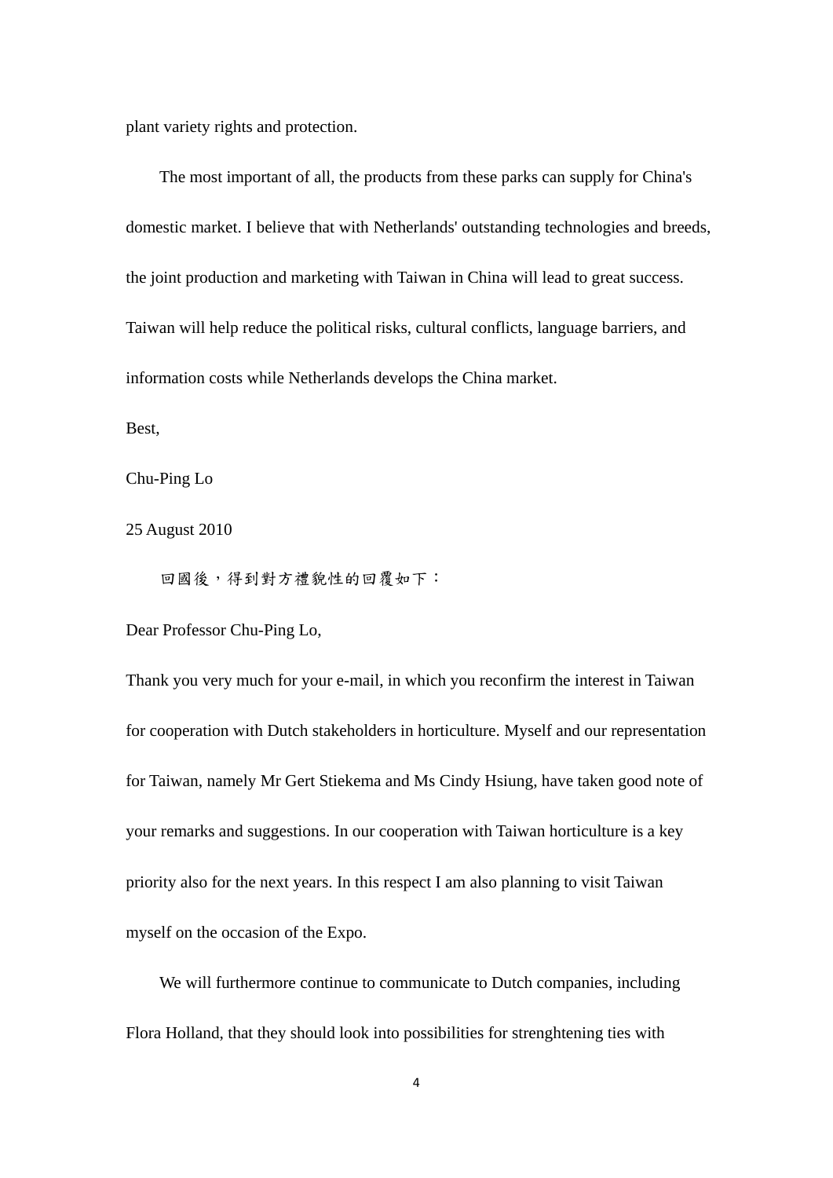plant variety rights and protection.

The most important of all, the products from these parks can supply for China's domestic market. I believe that with Netherlands' outstanding technologies and breeds, the joint production and marketing with Taiwan in China will lead to great success. Taiwan will help reduce the political risks, cultural conflicts, language barriers, and information costs while Netherlands develops the China market.

Best,

Chu-Ping Lo

25 August 2010

回國後，得到對方禮貌性的回覆如下：

Dear Professor Chu-Ping Lo,

Thank you very much for your e-mail, in which you reconfirm the interest in Taiwan for cooperation with Dutch stakeholders in horticulture. Myself and our representation for Taiwan, namely Mr Gert Stiekema and Ms Cindy Hsiung, have taken good note of your remarks and suggestions. In our cooperation with Taiwan horticulture is a key priority also for the next years. In this respect I am also planning to visit Taiwan myself on the occasion of the Expo.

We will furthermore continue to communicate to Dutch companies, including Flora Holland, that they should look into possibilities for strenghtening ties with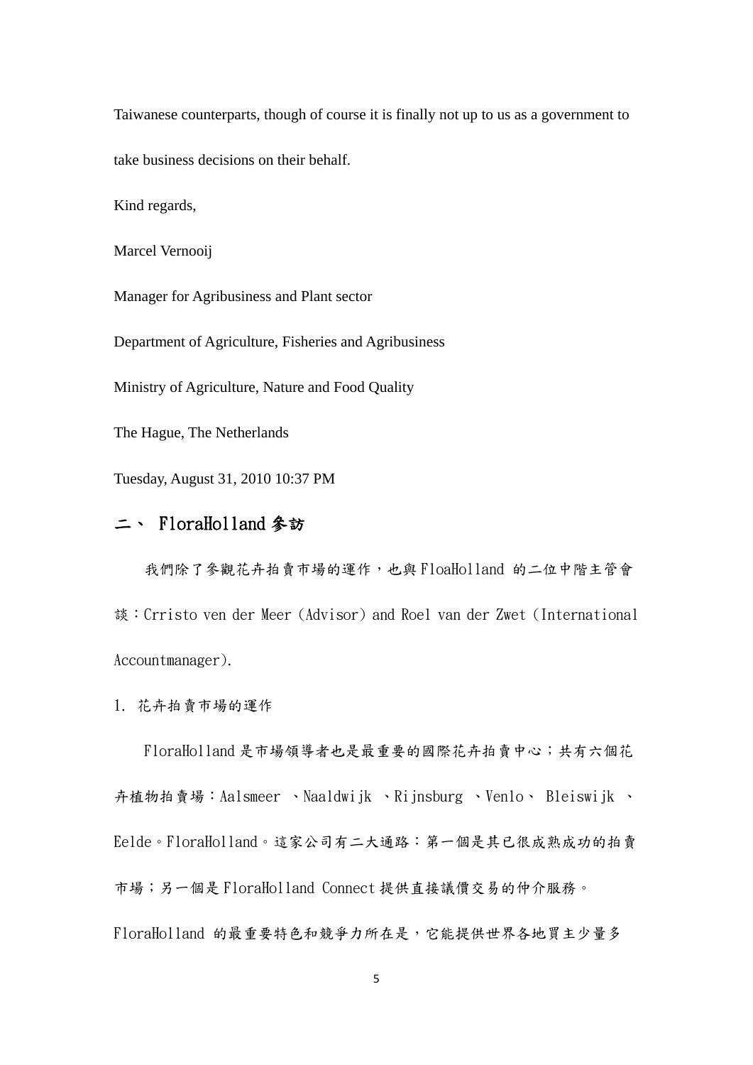Taiwanese counterparts, though of course it is finally not up to us as a government to take business decisions on their behalf.

Kind regards,

Marcel Vernooij

Manager for Agribusiness and Plant sector

Department of Agriculture, Fisheries and Agribusiness

Ministry of Agriculture, Nature and Food Quality

The Hague, The Netherlands

Tuesday, August 31, 2010 10:37 PM

## 二、 FloraHolland 參訪

我們除了參觀花卉拍賣市場的運作，也與 FloaHolland 的二位中階主管會談：Crristo ven der Meer (Advisor) and Roel van der Zwet (International Accountmanager).

1. 花卉拍賣市場的運作

FloraHolland 是市場領導者也是最重要的國際花卉拍賣中心；共有六個花卉植物拍賣場：Aalsmeer 、Naaldwijk 、Rijnsburg 、Venlo、 Bleiswijk 、Eelde。FloraHolland。這家公司有二大通路：第一個是其已很成熟成功的拍賣市場；另一個是 FloraHolland Connect 提供直接議價交易的仲介服務。

FloraHolland 的最重要特色和競爭力所在是，它能提供世界各地買主少量多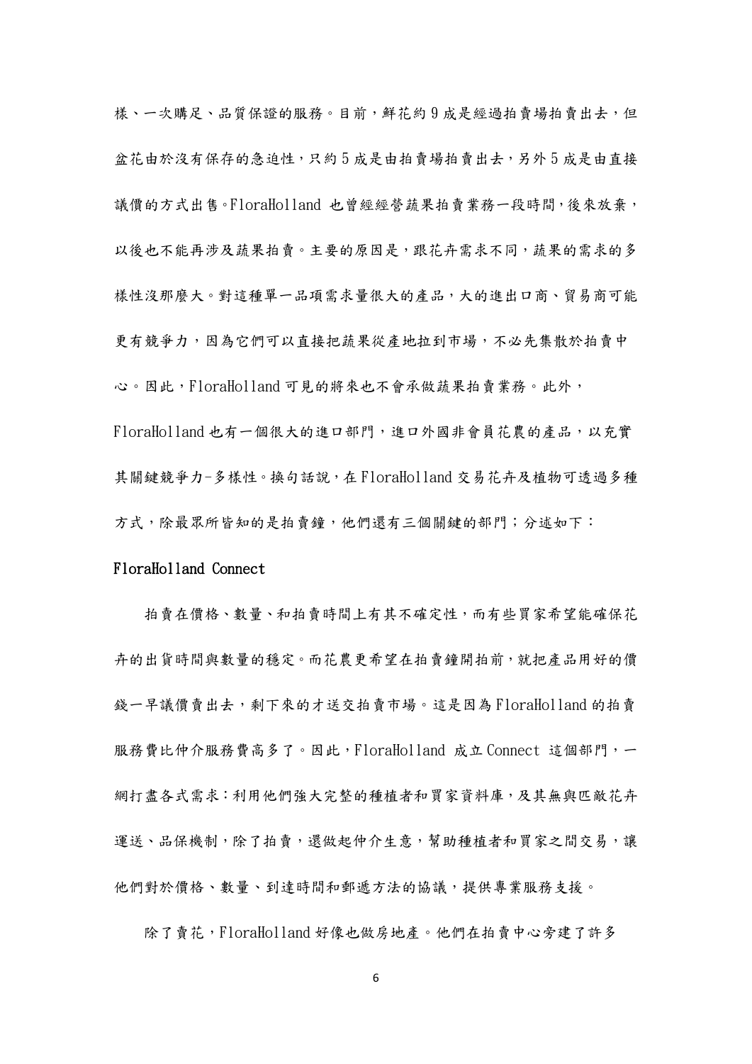樣、一次購足、品質保證的服務。目前，鮮花約 9 成是經過拍賣場拍賣出去，但盆花由於沒有保存的急迫性，只約 5 成是由拍賣場拍賣出去，另外 5 成是由直接議價的方式出售。FloraHolland 也曾經經營蔬果拍賣業務一段時間，後來放棄，以後也不能再涉及蔬果拍賣。主要的原因是，跟花卉需求不同，蔬果的需求的多樣性沒那麼大。對這種單一品項需求量很大的產品，大的進出口商、貿易商可能更有競爭力，因為它們可以直接把蔬果從產地拉到市場，不必先集散於拍賣中心。因此，FloraHolland 可見的將來也不會承做蔬果拍賣業務。此外，FloraHolland 也有一個很大的進口部門，進口外國非會員花農的產品，以充實其關鍵競爭力–多樣性。換句話說，在 FloraHolland 交易花卉及植物可透過多種方式，除最眾所皆知的是拍賣鐘，他們還有三個關鍵的部門；分述如下：

### FloraHolland Connect

拍賣在價格、數量、和拍賣時間上有其不確定性，而有些買家希望能確保花卉的出貨時間與數量的穩定。而花農更希望在拍賣鐘開拍前，就把產品用好的價錢一早議價賣出去，剩下來的才送交拍賣市場。這是因為 FloraHolland 的拍賣服務費比仲介服務費高多了。因此，FloraHolland 成立 Connect 這個部門，一網打盡各式需求：利用他們強大完整的種植者和買家資料庫，及其無與匹敵花卉運送、品保機制，除了拍賣，還做起仲介生意，幫助種植者和買家之間交易，讓他們對於價格、數量、到達時間和郵遞方法的協議，提供專業服務支援。

除了賣花，FloraHolland 好像也做房地產。他們在拍賣中心旁建了許多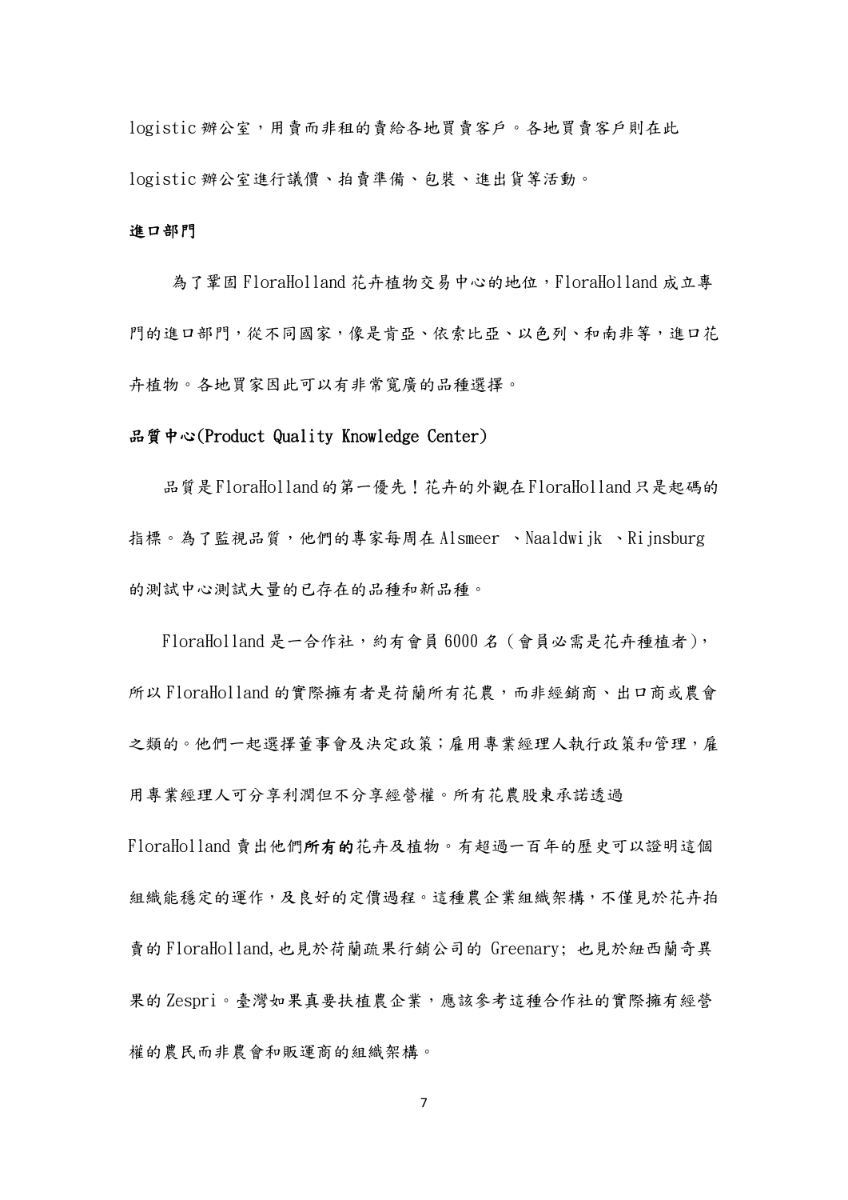logistic 辦公室，用賣而非租的賣給各地買賣客戶。各地買賣客戶則在此 logistic 辦公室進行議價、拍賣準備、包裝、進出貨等活動。

**進口部門**

為了鞏固 FloraHolland 花卉植物交易中心的地位，FloraHolland 成立專門的進口部門，從不同國家，像是肯亞、依索比亞、以色列、和南非等，進口花卉植物。各地買家因此可以有非常寬廣的品種選擇。

**品質中心(Product Quality Knowledge Center)**

品質是FloraHolland的第一優先！花卉的外觀在FloraHolland只是起碼的指標。為了監視品質，他們的專家每周在 Alsmeer 、Naaldwijk 、Rijnsburg 的測試中心測試大量的已存在的品種和新品種。

FloraHolland 是一合作社，約有會員 6000 名（會員必需是花卉種植者），所以 FloraHolland 的實際擁有者是荷蘭所有花農，而非經銷商、出口商或農會之類的。他們一起選擇董事會及決定政策；雇用專業經理人執行政策和管理，雇用專業經理人可分享利潤但不分享經營權。所有花農股東承諾透過 FloraHolland 賣出他們**所有的**花卉及植物。有超過一百年的歷史可以證明這個組織能穩定的運作，及良好的定價過程。這種農企業組織架構，不僅見於花卉拍賣的 FloraHolland,也見於荷蘭蔬果行銷公司的 Greenary; 也見於紐西蘭奇異果的 Zespri。臺灣如果真要扶植農企業，應該參考這種合作社的實際擁有經營權的農民而非農會和販運商的組織架構。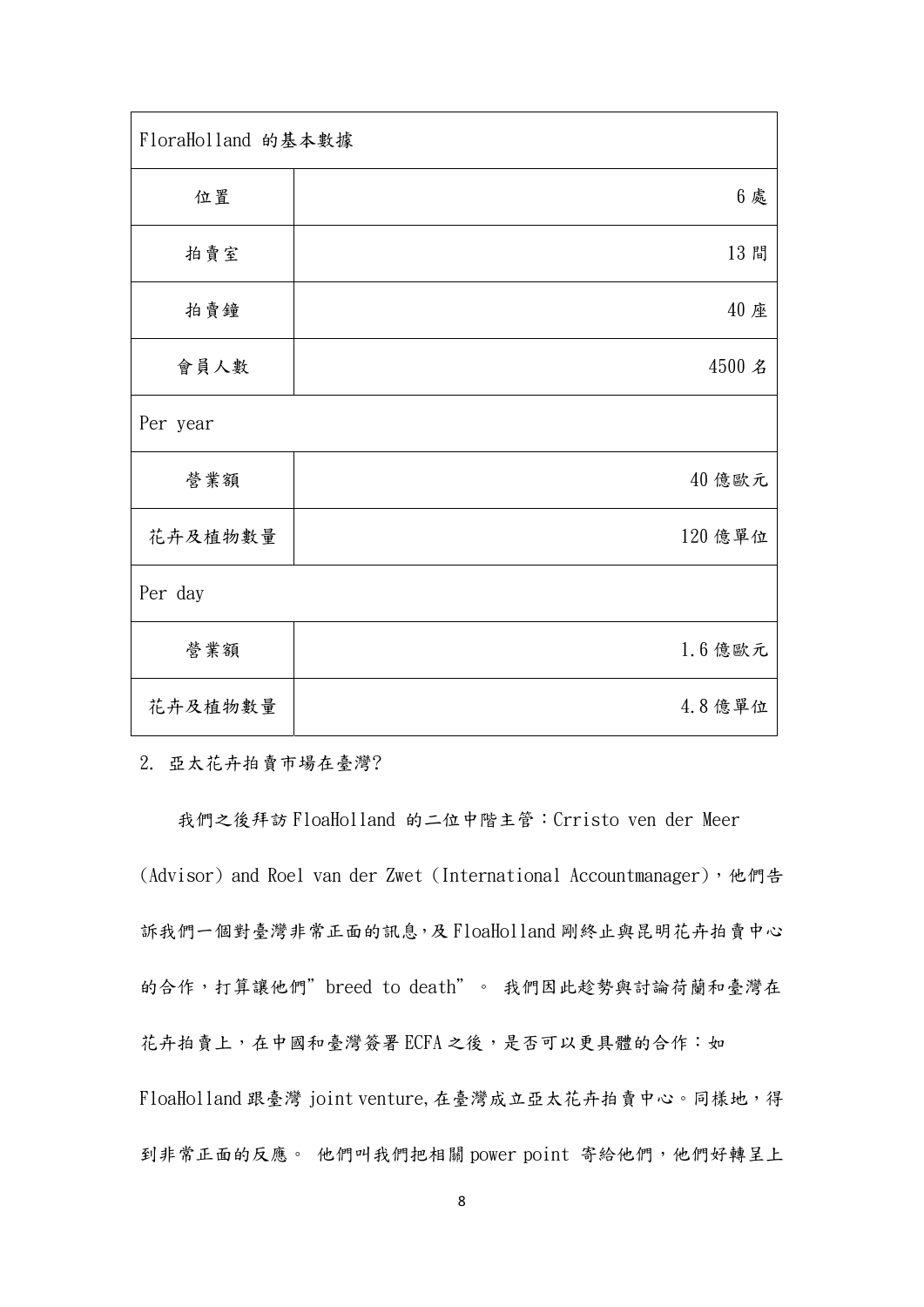| FloraHolland 的基本數據 | |
|---|---|
| 位置 | 6 處 |
| 拍賣室 | 13 間 |
| 拍賣鐘 | 40 座 |
| 會員人數 | 4500 名 |
| Per year | |
| 營業額 | 40 億歐元 |
| 花卉及植物數量 | 120 億單位 |
| Per day | |
| 營業額 | 1.6 億歐元 |
| 花卉及植物數量 | 4.8 億單位 |

2. 亞太花卉拍賣市場在臺灣?

我們之後拜訪 FloaHolland 的二位中階主管：Crristo ven der Meer (Advisor) and Roel van der Zwet (International Accountmanager)，他們告訴我們一個對臺灣非常正面的訊息，及 FloaHolland 剛終止與昆明花卉拍賣中心的合作，打算讓他們" breed to death"。 我們因此趁勢與討論荷蘭和臺灣在花卉拍賣上，在中國和臺灣簽署 ECFA 之後，是否可以更具體的合作：如 FloaHolland 跟臺灣 joint venture, 在臺灣成立亞太花卉拍賣中心。同樣地，得到非常正面的反應。 他們叫我們把相關 power point 寄給他們，他們好轉呈上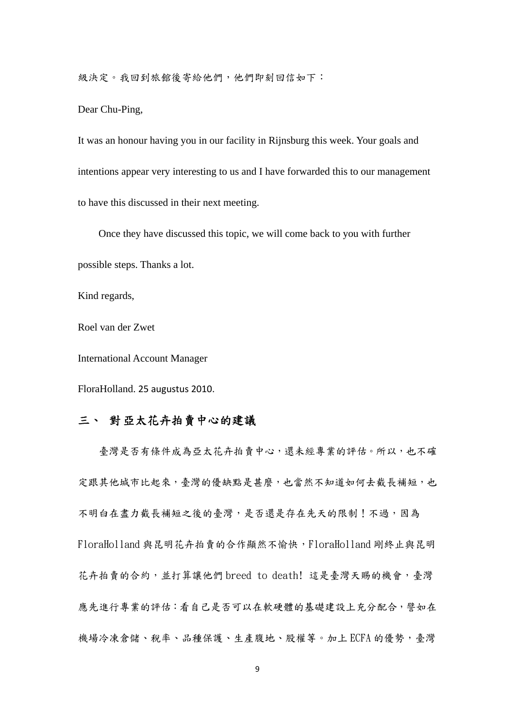級決定。我回到旅館後寄給他們，他們即刻回信如下：

Dear Chu-Ping,

It was an honour having you in our facility in Rijnsburg this week. Your goals and intentions appear very interesting to us and I have forwarded this to our management to have this discussed in their next meeting.

Once they have discussed this topic, we will come back to you with further possible steps. Thanks a lot.

Kind regards,

Roel van der Zwet

International Account Manager

FloraHolland. 25 augustus 2010.

## 三、 對亞太花卉拍賣中心的建議

臺灣是否有條件成為亞太花卉拍賣中心，還未經專業的評估。所以，也不確定跟其他城市比起來，臺灣的優缺點是甚麼，也當然不知道如何去截長補短，也不明白在盡力截長補短之後的臺灣，是否還是存在先天的限制！不過，因為 FloraHolland 與昆明花卉拍賣的合作顯然不愉快，FloraHolland 剛終止與昆明花卉拍賣的合約，並打算讓他們 breed to death! 這是臺灣天賜的機會，臺灣應先進行專業的評估：看自己是否可以在軟硬體的基礎建設上充分配合，譬如在機場冷凍倉儲、稅率、品種保護、生產腹地、股權等。加上 ECFA 的優勢，臺灣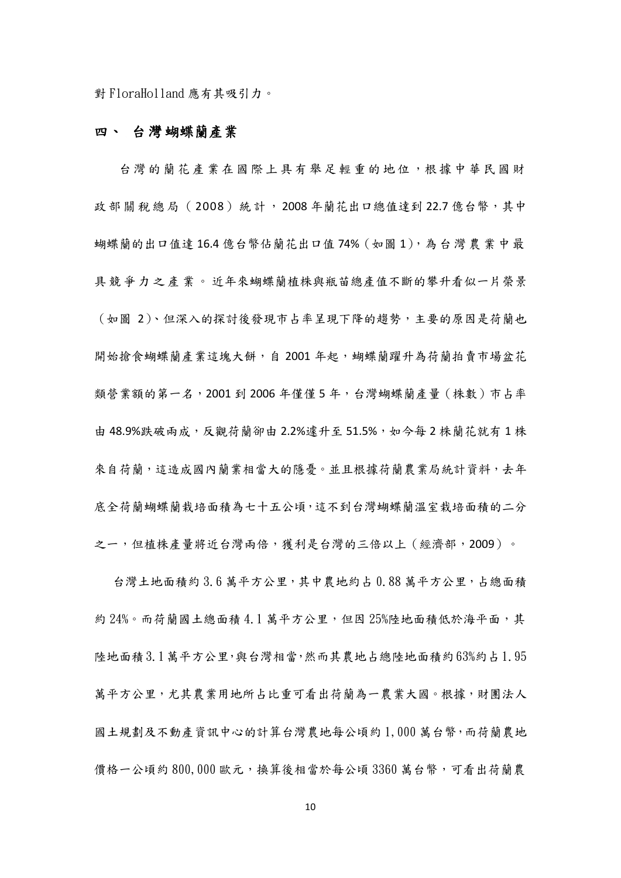對 FloraHolland 應有其吸引力。

## 四、 台灣蝴蝶蘭產業

台灣的蘭花產業在國際上具有舉足輕重的地位，根據中華民國財政部關稅總局（2008）統計，2008 年蘭花出口總值達到 22.7 億台幣，其中蝴蝶蘭的出口值達 16.4 億台幣佔蘭花出口值 74%（如圖 1），為台灣農業中最具競爭力之產業。近年來蝴蝶蘭植株與瓶苗總產值不斷的攀升看似一片榮景（如圖 2）、但深入的探討後發現市占率呈現下降的趨勢，主要的原因是荷蘭也開始搶食蝴蝶蘭產業這塊大餅，自 2001 年起，蝴蝶蘭躍升為荷蘭拍賣市場盆花類營業額的第一名，2001 到 2006 年僅僅 5 年，台灣蝴蝶蘭產量（株數）市占率由 48.9%跌破兩成，反觀荷蘭卻由 2.2%遽升至 51.5%，如今每 2 株蘭花就有 1 株來自荷蘭，這造成國內蘭業相當大的隱憂。並且根據荷蘭農業局統計資料，去年底全荷蘭蝴蝶蘭栽培面積為七十五公頃，這不到台灣蝴蝶蘭溫室栽培面積的二分之一，但植株產量將近台灣兩倍，獲利是台灣的三倍以上（經濟部，2009）。

台灣土地面積約 3.6 萬平方公里，其中農地約占 0.88 萬平方公里，占總面積約 24%。而荷蘭國土總面積 4.1 萬平方公里，但因 25%陸地面積低於海平面，其陸地面積 3.1 萬平方公里，與台灣相當，然而其農地占總陸地面積約 63%約占 1.95 萬平方公里，尤其農業用地所占比重可看出荷蘭為一農業大國。根據，財團法人國土規劃及不動產資訊中心的計算台灣農地每公頃約 1,000 萬台幣，而荷蘭農地價格一公頃約 800,000 歐元，換算後相當於每公頃 3360 萬台幣，可看出荷蘭農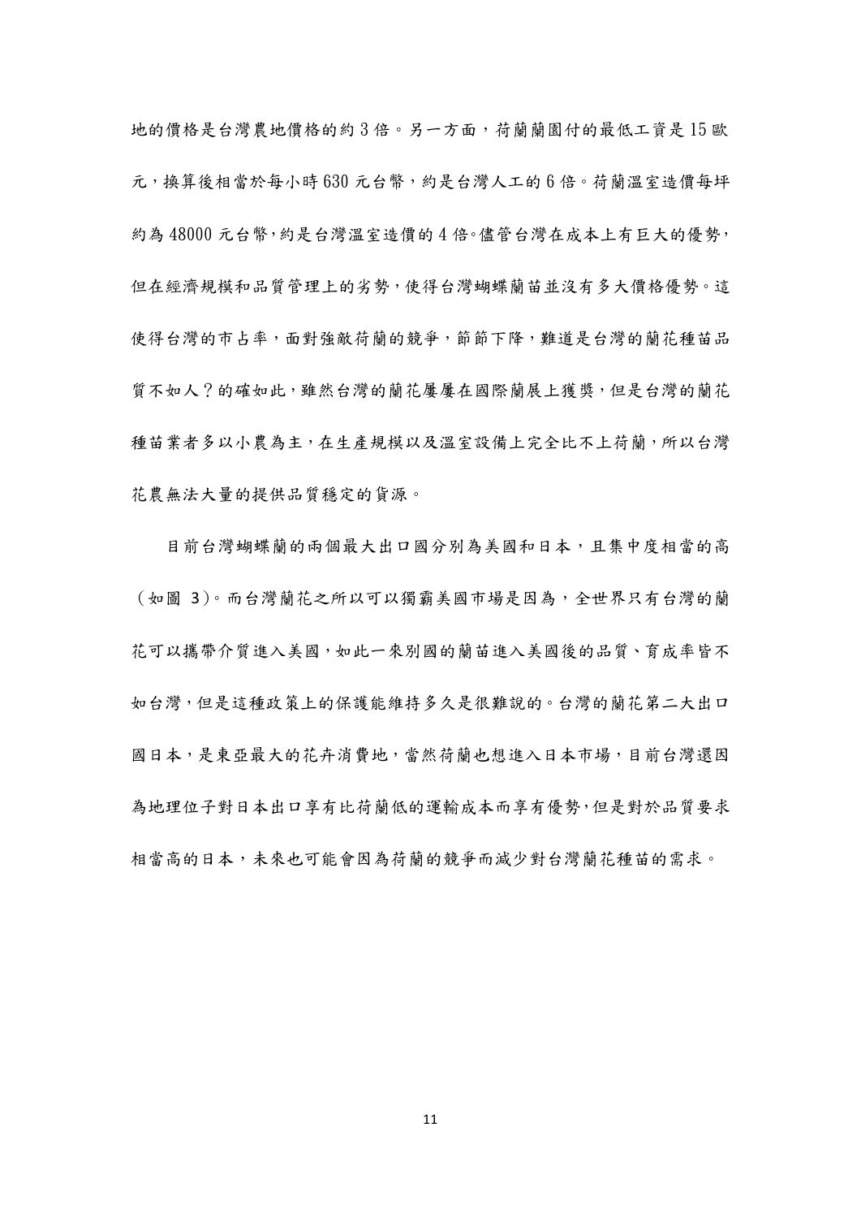地的價格是台灣農地價格的約 3 倍。另一方面，荷蘭蘭園付的最低工資是 15 歐元，換算後相當於每小時 630 元台幣，約是台灣人工的 6 倍。荷蘭溫室造價每坪約為 48000 元台幣,約是台灣溫室造價的 4 倍。儘管台灣在成本上有巨大的優勢,但在經濟規模和品質管理上的劣勢,使得台灣蝴蝶蘭苗並沒有多大價格優勢。這使得台灣的市占率，面對強敵荷蘭的競爭，節節下降，難道是台灣的蘭花種苗品質不如人？的確如此，雖然台灣的蘭花屢屢在國際蘭展上獲獎，但是台灣的蘭花種苗業者多以小農為主，在生產規模以及溫室設備上完全比不上荷蘭，所以台灣花農無法大量的提供品質穩定的貨源。

目前台灣蝴蝶蘭的兩個最大出口國分別為美國和日本，且集中度相當的高（如圖 3)。而台灣蘭花之所以可以獨霸美國市場是因為，全世界只有台灣的蘭花可以攜帶介質進入美國，如此一來別國的蘭苗進入美國後的品質、育成率皆不如台灣，但是這種政策上的保護能維持多久是很難說的。台灣的蘭花第二大出口國日本，是東亞最大的花卉消費地，當然荷蘭也想進入日本市場，目前台灣還因為地理位子對日本出口享有比荷蘭低的運輸成本而享有優勢，但是對於品質要求相當高的日本，未來也可能會因為荷蘭的競爭而減少對台灣蘭花種苗的需求。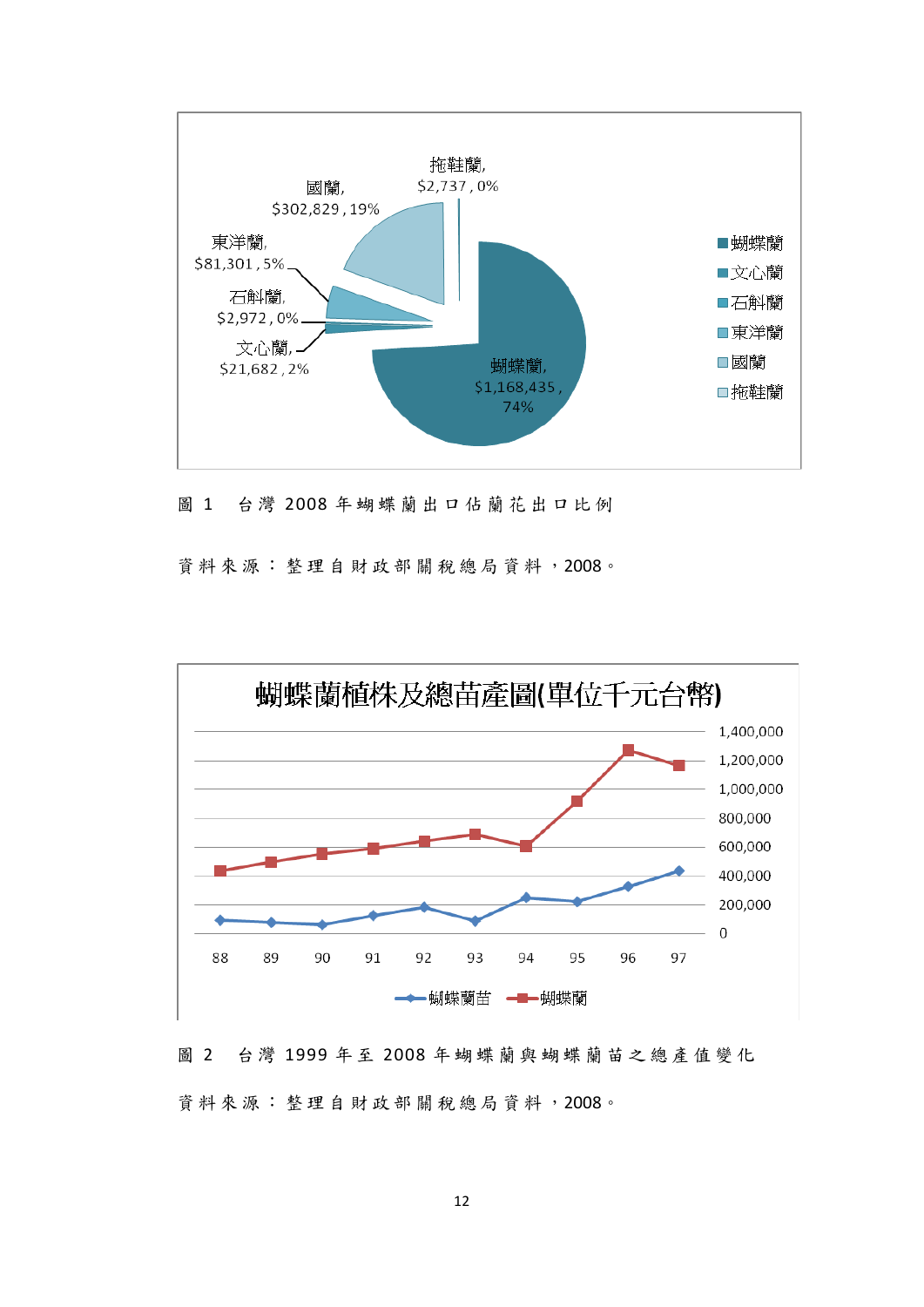圖 1　台灣 2008 年蝴蝶蘭出口佔蘭花出口比例

資料來源：整理自財政部關稅總局資料，2008。

圖 2　台灣 1999 年至 2008 年蝴蝶蘭與蝴蝶蘭苗之總產值變化

資料來源：整理自財政部關稅總局資料，2008。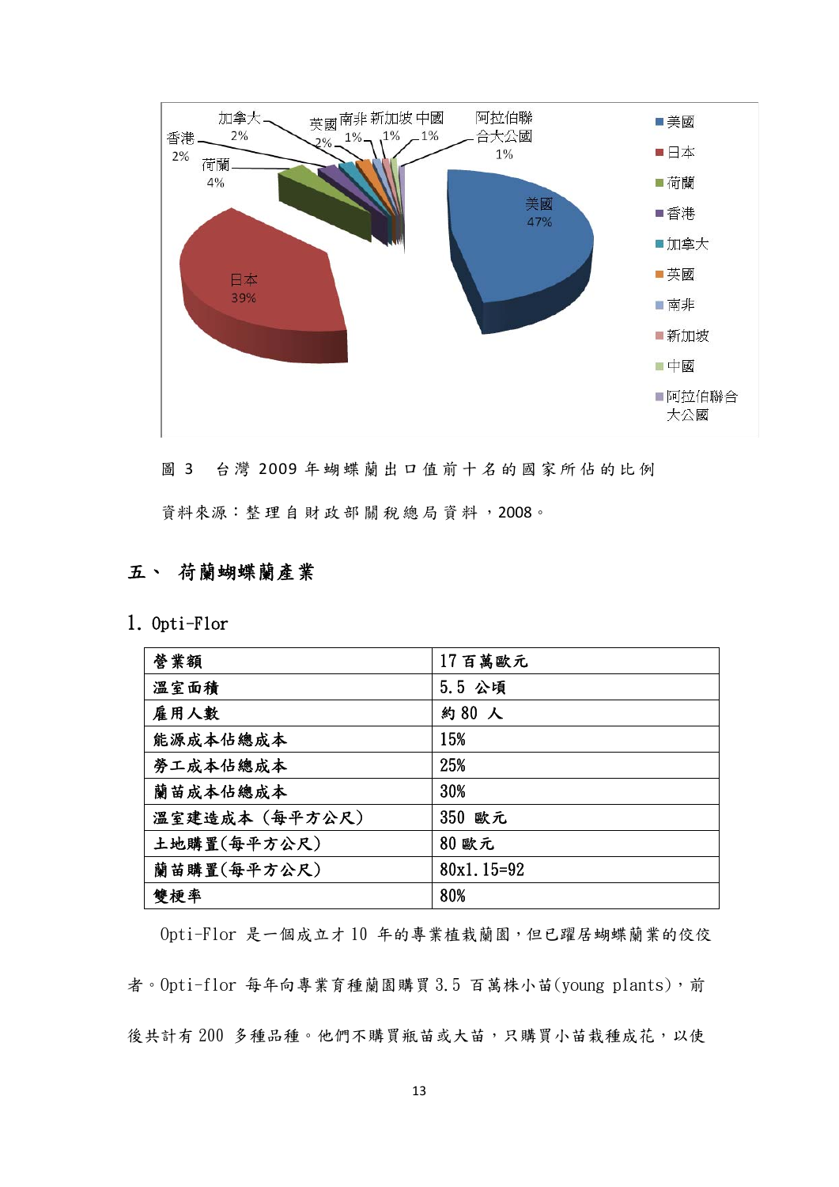圖 3　台灣 2009 年蝴蝶蘭出口值前十名的國家所佔的比例

資料來源：整理自財政部關稅總局資料，2008。

## 五、 荷蘭蝴蝶蘭產業

### 1. Opti-Flor

| 營業額 | 17 百萬歐元 |
|---|---|
| 溫室面積 | 5.5 公頃 |
| 雇用人數 | 約 80 人 |
| 能源成本佔總成本 | 15% |
| 勞工成本佔總成本 | 25% |
| 蘭苗成本佔總成本 | 30% |
| 溫室建造成本（每平方公尺） | 350 歐元 |
| 土地購置(每平方公尺) | 80 歐元 |
| 蘭苗購置(每平方公尺) | 80x1.15=92 |
| 雙梗率 | 80% |

Opti-Flor 是一個成立才 10 年的專業植栽蘭園，但已躍居蝴蝶蘭業的佼佼者。Opti-flor 每年向專業育種蘭園購買 3.5 百萬株小苗(young plants)，前後共計有 200 多種品種。他們不購買瓶苗或大苗，只購買小苗栽種成花，以使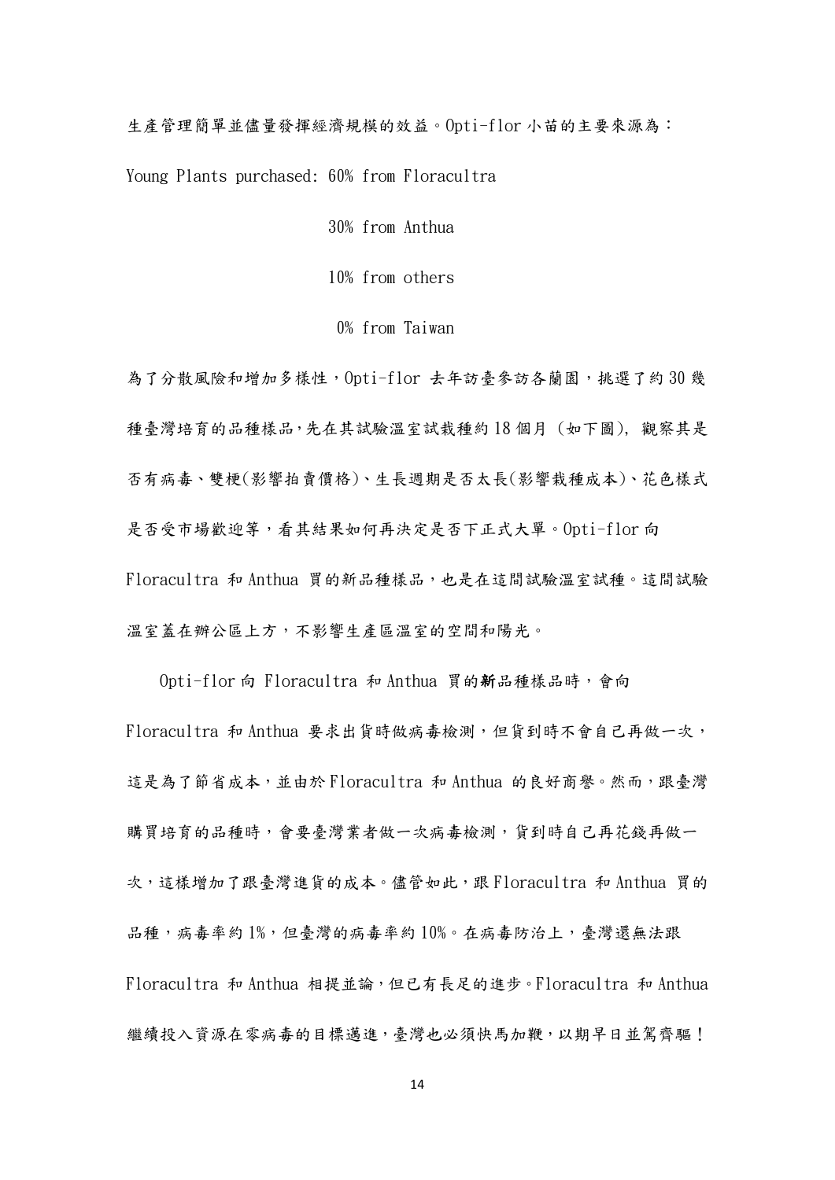生產管理簡單並儘量發揮經濟規模的效益。Opti-flor 小苗的主要來源為：

Young Plants purchased: 60% from Floracultra

30% from Anthua

10% from others

0% from Taiwan

為了分散風險和增加多樣性，Opti-flor 去年訪臺參訪各蘭園，挑選了約 30 幾種臺灣培育的品種樣品，先在其試驗溫室試栽種約 18 個月 (如下圖), 觀察其是否有病毒、雙梗(影響拍賣價格)、生長週期是否太長(影響栽種成本)、花色樣式是否受市場歡迎等，看其結果如何再決定是否下正式大單。Opti-flor 向 Floracultra 和 Anthua 買的新品種樣品，也是在這間試驗溫室試種。這間試驗溫室蓋在辦公區上方，不影響生產區溫室的空間和陽光。

Opti-flor 向 Floracultra 和 Anthua 買的**新**品種樣品時，會向 Floracultra 和 Anthua 要求出貨時做病毒檢測，但貨到時不會自己再做一次，這是為了節省成本，並由於 Floracultra 和 Anthua 的良好商譽。然而，跟臺灣購買培育的品種時，會要臺灣業者做一次病毒檢測，貨到時自己再花錢再做一次，這樣增加了跟臺灣進貨的成本。儘管如此，跟 Floracultra 和 Anthua 買的品種，病毒率約 1%，但臺灣的病毒率約 10%。在病毒防治上，臺灣還無法跟 Floracultra 和 Anthua 相提並論，但已有長足的進步。Floracultra 和 Anthua 繼續投入資源在零病毒的目標邁進，臺灣也必須快馬加鞭，以期早日並駕齊驅！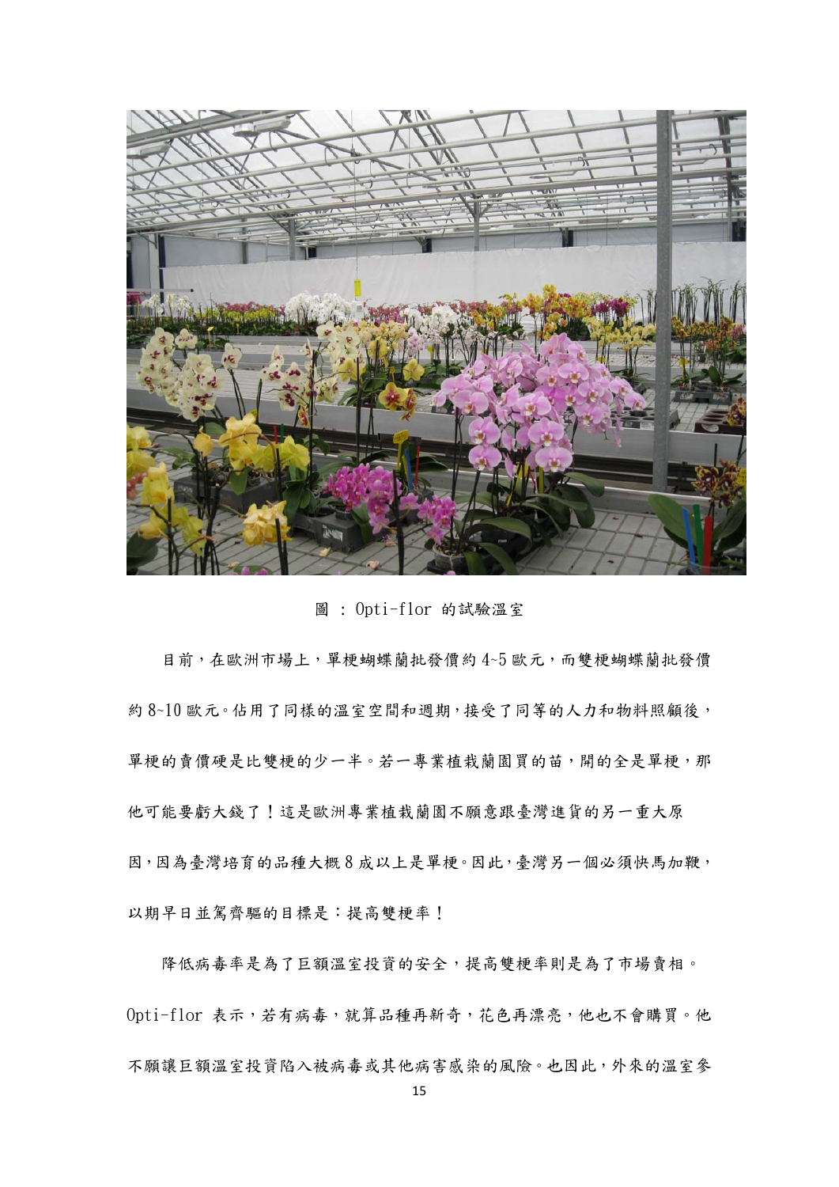圖 : Opti-flor 的試驗溫室

目前，在歐洲市場上，單梗蝴蝶蘭批發價約 4~5 歐元，而雙梗蝴蝶蘭批發價約 8~10 歐元。佔用了同樣的溫室空間和週期，接受了同等的人力和物料照顧後，單梗的賣價硬是比雙梗的少一半。若一專業植栽蘭園買的苗，開的全是單梗，那他可能要虧大錢了！這是歐洲專業植栽蘭園不願意跟臺灣進貨的另一重大原因，因為臺灣培育的品種大概 8 成以上是單梗。因此，臺灣另一個必須快馬加鞭，以期早日並駕齊驅的目標是：提高雙梗率！

降低病毒率是為了巨額溫室投資的安全，提高雙梗率則是為了市場賣相。Opti-flor 表示，若有病毒，就算品種再新奇，花色再漂亮，他也不會購買。他不願讓巨額溫室投資陷入被病毒或其他病害感染的風險。也因此，外來的溫室參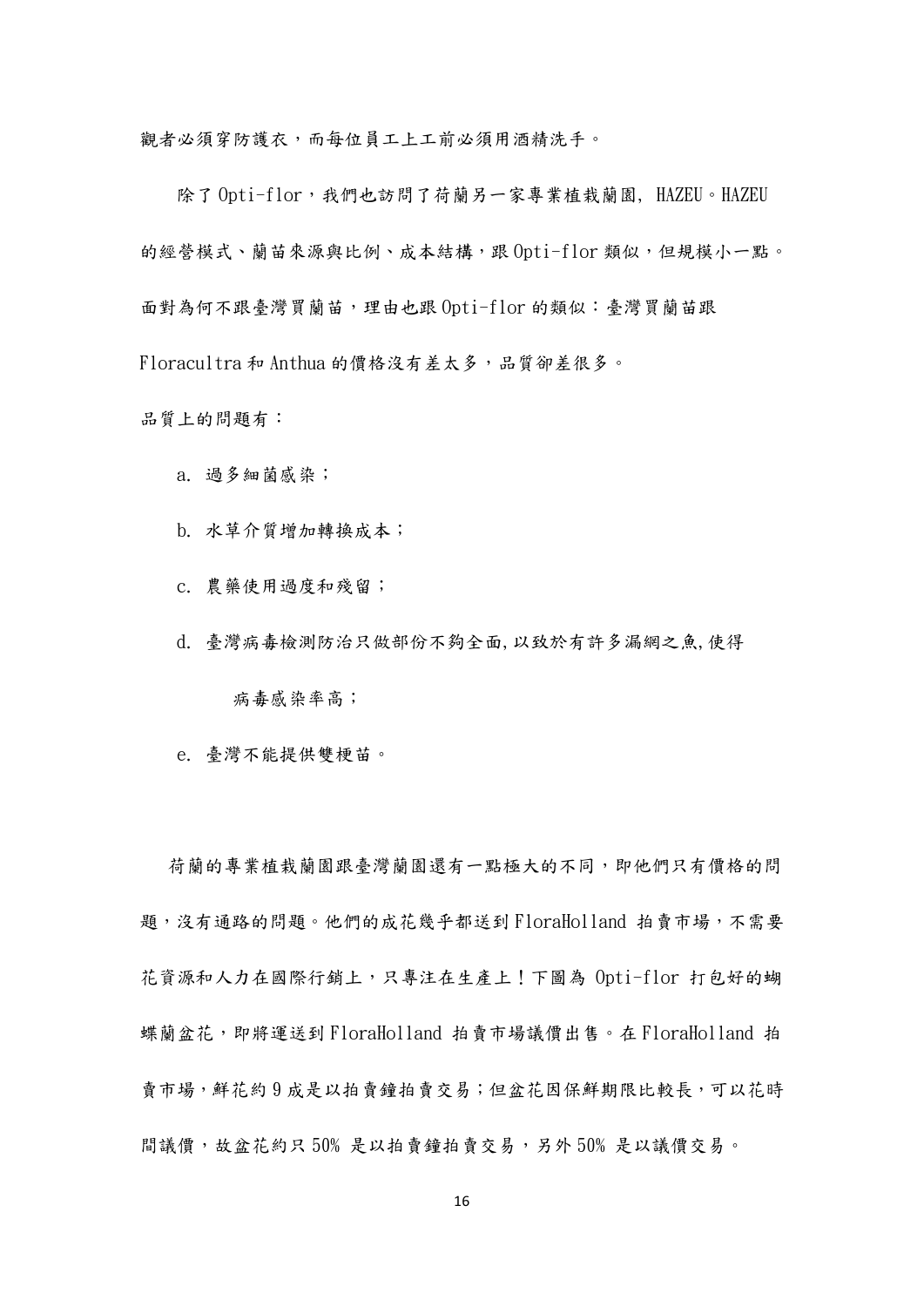觀者必須穿防護衣，而每位員工上工前必須用酒精洗手。

除了 Opti-flor，我們也訪問了荷蘭另一家專業植栽蘭園, HAZEU。HAZEU 的經營模式、蘭苗來源與比例、成本結構，跟 Opti-flor 類似，但規模小一點。面對為何不跟臺灣買蘭苗，理由也跟 Opti-flor 的類似：臺灣買蘭苗跟 Floracultra 和 Anthua 的價格沒有差太多，品質卻差很多。

品質上的問題有：

a. 過多細菌感染；

b. 水草介質增加轉換成本；

c. 農藥使用過度和殘留；

d. 臺灣病毒檢測防治只做部份不夠全面,以致於有許多漏網之魚,使得病毒感染率高；

e. 臺灣不能提供雙梗苗。

荷蘭的專業植栽蘭園跟臺灣蘭園還有一點極大的不同，即他們只有價格的問題，沒有通路的問題。他們的成花幾乎都送到 FloraHolland 拍賣市場，不需要花資源和人力在國際行銷上，只專注在生產上！下圖為 Opti-flor 打包好的蝴蝶蘭盆花，即將運送到 FloraHolland 拍賣市場議價出售。在 FloraHolland 拍賣市場，鮮花約 9 成是以拍賣鐘拍賣交易；但盆花因保鮮期限比較長，可以花時間議價，故盆花約只 50% 是以拍賣鐘拍賣交易，另外 50% 是以議價交易。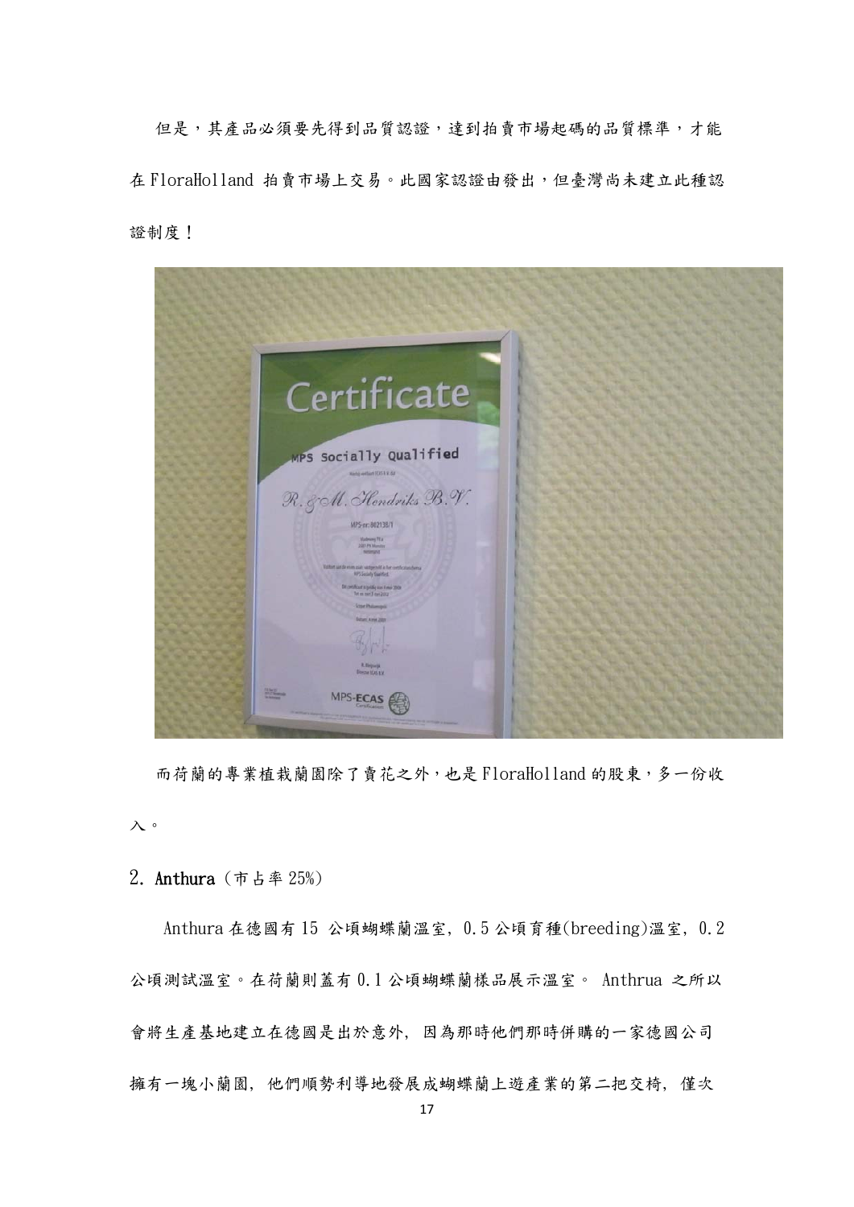但是，其產品必須要先得到品質認證，達到拍賣市場起碼的品質標準，才能在 FloraHolland 拍賣市場上交易。此國家認證由發出，但臺灣尚未建立此種認證制度！

而荷蘭的專業植栽蘭園除了賣花之外，也是 FloraHolland 的股東，多一份收入。

2. **Anthura**（市占率 25%）

Anthura 在德國有 15 公頃蝴蝶蘭溫室，0.5 公頃育種(breeding)溫室，0.2 公頃測試溫室。在荷蘭則蓋有 0.1 公頃蝴蝶蘭樣品展示溫室。 Anthrua 之所以會將生產基地建立在德國是出於意外，因為那時他們那時併購的一家德國公司擁有一塊小蘭園，他們順勢利導地發展成蝴蝶蘭上遊產業的第二把交椅，僅次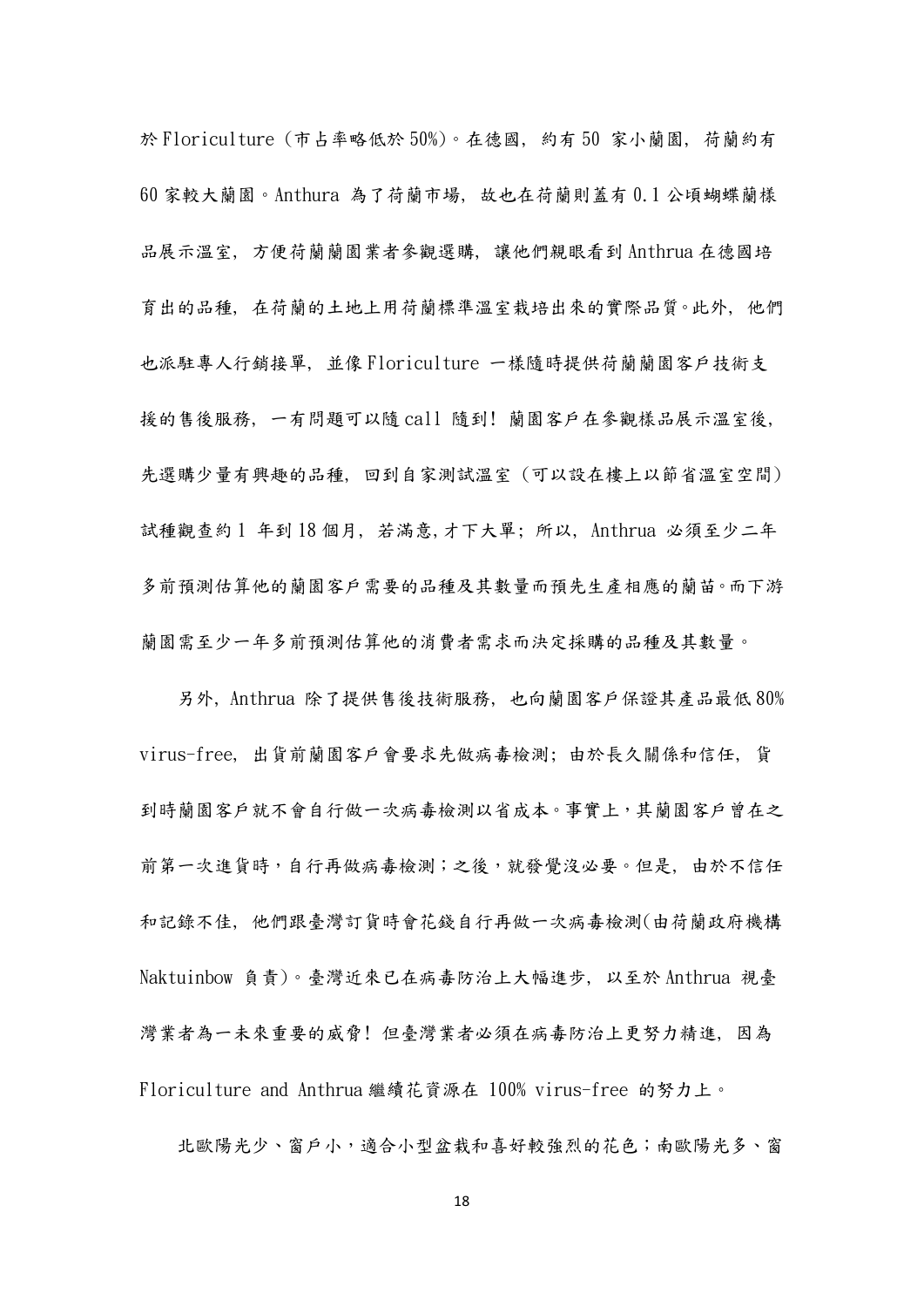於 Floriculture（市占率略低於 50%）。在德國，約有 50 家小蘭園，荷蘭約有 60 家較大蘭園。Anthura 為了荷蘭市場，故也在荷蘭則蓋有 0.1 公頃蝴蝶蘭樣品展示溫室，方便荷蘭蘭園業者參觀選購，讓他們親眼看到 Anthrua 在德國培育出的品種，在荷蘭的土地上用荷蘭標準溫室栽培出來的實際品質。此外，他們也派駐專人行銷接單，並像 Floriculture 一樣隨時提供荷蘭蘭園客戶技術支援的售後服務，一有問題可以隨 call 隨到！蘭園客戶在參觀樣品展示溫室後，先選購少量有興趣的品種，回到自家測試溫室（可以設在樓上以節省溫室空間）試種觀查約 1 年到 18 個月，若滿意,才下大單；所以，Anthrua 必須至少二年多前預測估算他的蘭園客戶需要的品種及其數量而預先生產相應的蘭苗。而下游蘭園需至少一年多前預測估算他的消費者需求而決定採購的品種及其數量。

另外，Anthrua 除了提供售後技術服務，也向蘭園客戶保證其產品最低 80% virus-free，出貨前蘭園客戶會要求先做病毒檢測；由於長久關係和信任，貨到時蘭園客戶就不會自行做一次病毒檢測以省成本。事實上，其蘭園客戶曾在之前第一次進貨時，自行再做病毒檢測；之後，就發覺沒必要。但是，由於不信任和記錄不佳，他們跟臺灣訂貨時會花錢自行再做一次病毒檢測(由荷蘭政府機構 Naktuinbow 負責)。臺灣近來已在病毒防治上大幅進步，以至於 Anthrua 視臺灣業者為一未來重要的威脅！但臺灣業者必須在病毒防治上更努力精進，因為 Floriculture and Anthrua 繼續花資源在 100% virus-free 的努力上。

北歐陽光少、窗戶小，適合小型盆栽和喜好較強烈的花色；南歐陽光多、窗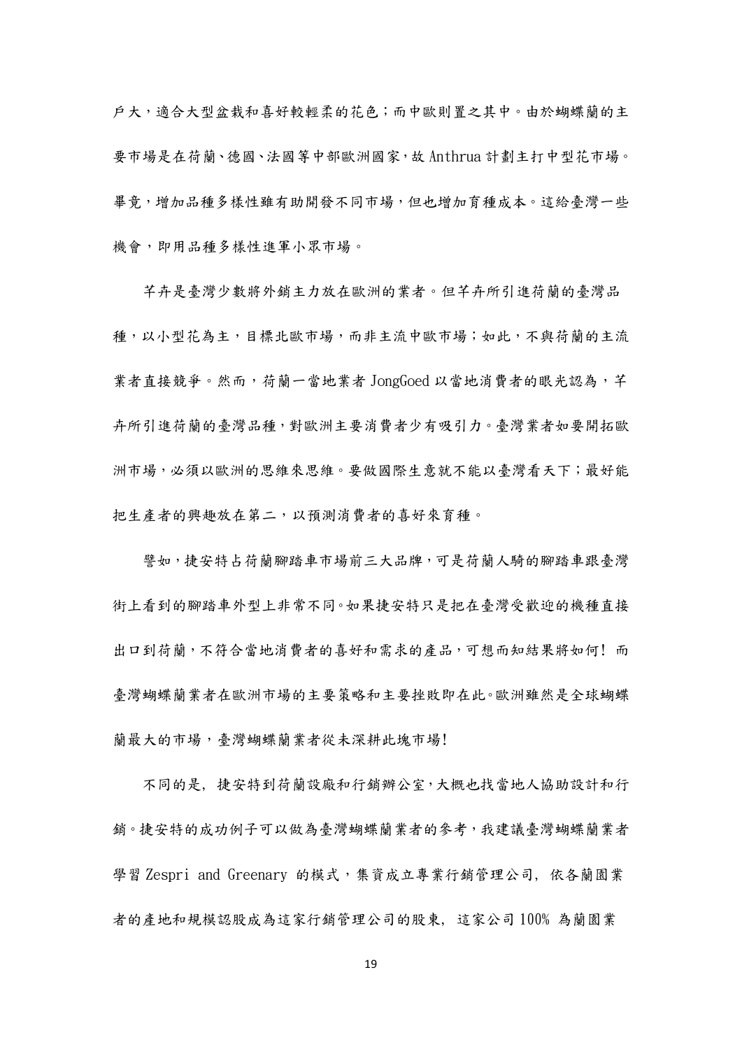戶大，適合大型盆栽和喜好較輕柔的花色；而中歐則置之其中。由於蝴蝶蘭的主要市場是在荷蘭、德國、法國等中部歐洲國家，故 Anthrua 計劃主打中型花市場。畢竟，增加品種多樣性雖有助開發不同市場，但也增加育種成本。這給臺灣一些機會，即用品種多樣性進軍小眾市場。

芊卉是臺灣少數將外銷主力放在歐洲的業者。但芊卉所引進荷蘭的臺灣品種，以小型花為主，目標北歐市場，而非主流中歐市場；如此，不與荷蘭的主流業者直接競爭。然而，荷蘭一當地業者 JongGoed 以當地消費者的眼光認為，芊卉所引進荷蘭的臺灣品種，對歐洲主要消費者少有吸引力。臺灣業者如要開拓歐洲市場，必須以歐洲的思維來思維。要做國際生意就不能以臺灣看天下；最好能把生產者的興趣放在第二，以預測消費者的喜好來育種。

譬如，捷安特占荷蘭腳踏車市場前三大品牌，可是荷蘭人騎的腳踏車跟臺灣街上看到的腳踏車外型上非常不同。如果捷安特只是把在臺灣受歡迎的機種直接出口到荷蘭，不符合當地消費者的喜好和需求的產品，可想而知結果將如何！而臺灣蝴蝶蘭業者在歐洲市場的主要策略和主要挫敗即在此。歐洲雖然是全球蝴蝶蘭最大的市場，臺灣蝴蝶蘭業者從未深耕此塊市場！

不同的是，捷安特到荷蘭設廠和行銷辦公室，大概也找當地人協助設計和行銷。捷安特的成功例子可以做為臺灣蝴蝶蘭業者的參考，我建議臺灣蝴蝶蘭業者學習 Zespri and Greenary 的模式，集資成立專業行銷管理公司，依各蘭園業者的產地和規模認股成為這家行銷管理公司的股東，這家公司 100% 為蘭園業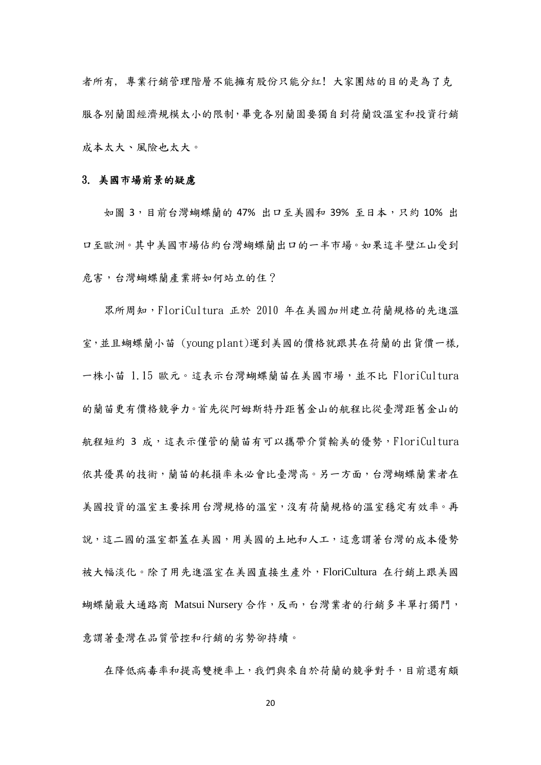者所有，專業行銷管理階層不能擁有股份只能分紅！大家團結的目的是為了克服各別蘭園經濟規模太小的限制，畢竟各別蘭園要獨自到荷蘭設溫室和投資行銷成本太大、風險也太大。

### 3. 美國市場前景的疑慮

如圖 3，目前台灣蝴蝶蘭的 47% 出口至美國和 39% 至日本，只約 10% 出口至歐洲。其中美國市場佔約台灣蝴蝶蘭出口的一半市場。如果這半壁江山受到危害，台灣蝴蝶蘭產業將如何站立的住？

眾所周知，FloriCultura 正於 2010 年在美國加州建立荷蘭規格的先進溫室，並且蝴蝶蘭小苗 (young plant)運到美國的價格就跟其在荷蘭的出貨價一樣，一株小苗 1.15 歐元。這表示台灣蝴蝶蘭苗在美國市場，並不比 FloriCultura 的蘭苗更有價格競爭力。首先從阿姆斯特丹距舊金山的航程比從臺灣距舊金山的航程短約 3 成，這表示僅管的蘭苗有可以攜帶介質輸美的優勢，FloriCultura 依其優異的技術，蘭苗的耗損率未必會比臺灣高。另一方面，台灣蝴蝶蘭業者在美國投資的溫室主要採用台灣規格的溫室，沒有荷蘭規格的溫室穩定有效率。再說，這二國的溫室都蓋在美國，用美國的土地和人工，這意謂著台灣的成本優勢被大幅淡化。除了用先進溫室在美國直接生產外，FloriCultura 在行銷上跟美國蝴蝶蘭最大通路商 Matsui Nursery 合作，反而，台灣業者的行銷多半單打獨鬥，意謂著臺灣在品質管控和行銷的劣勢卻持續。

在降低病毒率和提高雙梗率上，我們與來自於荷蘭的競爭對手，目前還有頗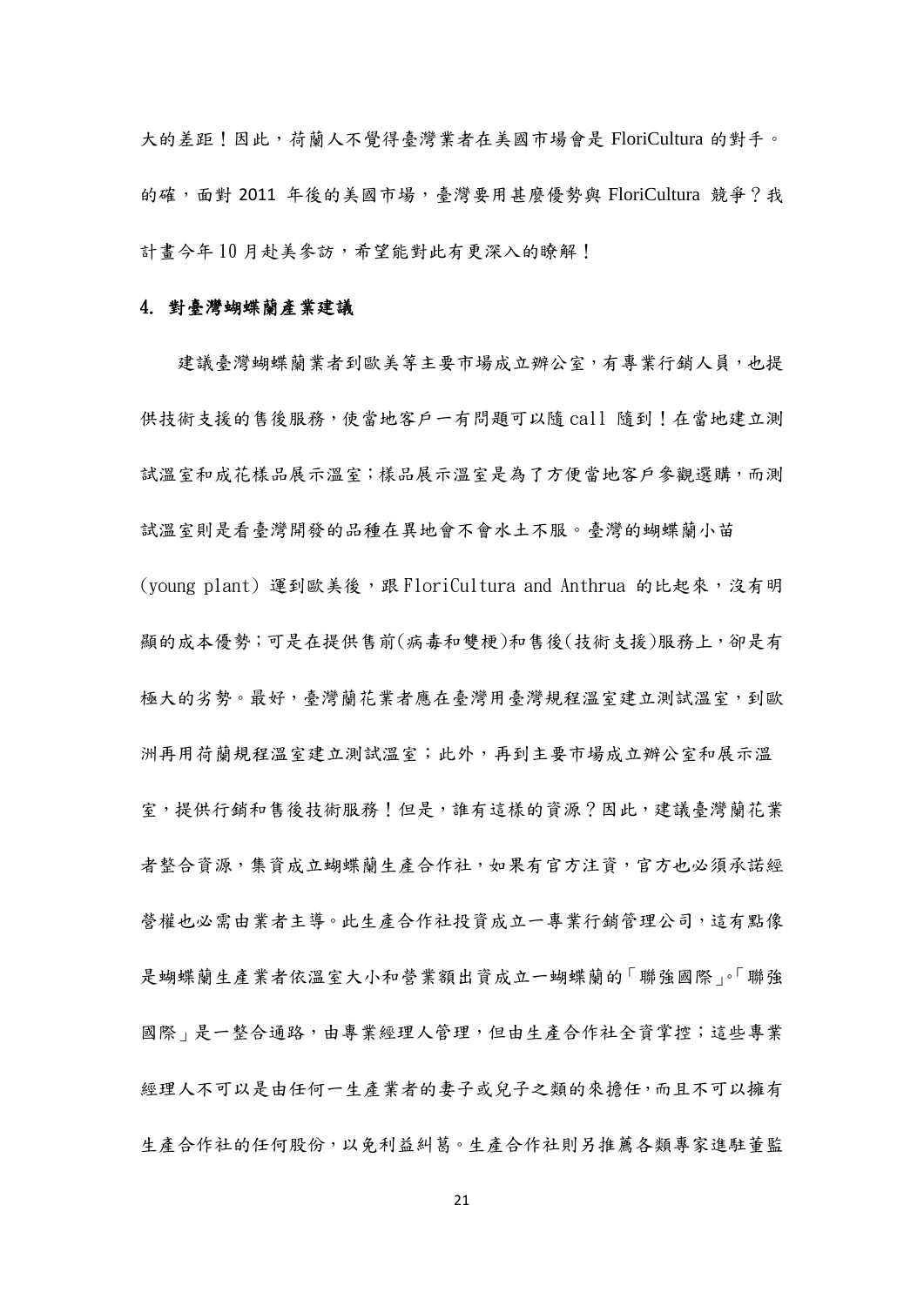大的差距！因此，荷蘭人不覺得臺灣業者在美國市場會是 FloriCultura 的對手。的確，面對 2011 年後的美國市場，臺灣要用甚麼優勢與 FloriCultura 競爭？我計畫今年 10 月赴美參訪，希望能對此有更深入的瞭解！

### 4. 對臺灣蝴蝶蘭產業建議

建議臺灣蝴蝶蘭業者到歐美等主要市場成立辦公室，有專業行銷人員，也提供技術支援的售後服務，使當地客戶一有問題可以隨 call 隨到！在當地建立測試溫室和成花樣品展示溫室；樣品展示溫室是為了方便當地客戶參觀選購，而測試溫室則是看臺灣開發的品種在異地會不會水土不服。臺灣的蝴蝶蘭小苗 (young plant) 運到歐美後，跟 FloriCultura and Anthrua 的比起來，沒有明顯的成本優勢；可是在提供售前(病毒和雙梗)和售後(技術支援)服務上，卻是有極大的劣勢。最好，臺灣蘭花業者應在臺灣用臺灣規程溫室建立測試溫室，到歐洲再用荷蘭規程溫室建立測試溫室；此外，再到主要市場成立辦公室和展示溫室，提供行銷和售後技術服務！但是，誰有這樣的資源？因此，建議臺灣蘭花業者整合資源，集資成立蝴蝶蘭生產合作社，如果有官方注資，官方也必須承諾經營權也必需由業者主導。此生產合作社投資成立一專業行銷管理公司，這有點像是蝴蝶蘭生產業者依溫室大小和營業額出資成立一蝴蝶蘭的「聯強國際」。「聯強國際」是一整合通路，由專業經理人管理，但由生產合作社全資掌控；這些專業經理人不可以是由任何一生產業者的妻子或兒子之類的來擔任，而且不可以擁有生產合作社的任何股份，以免利益糾葛。生產合作社則另推薦各類專家進駐董監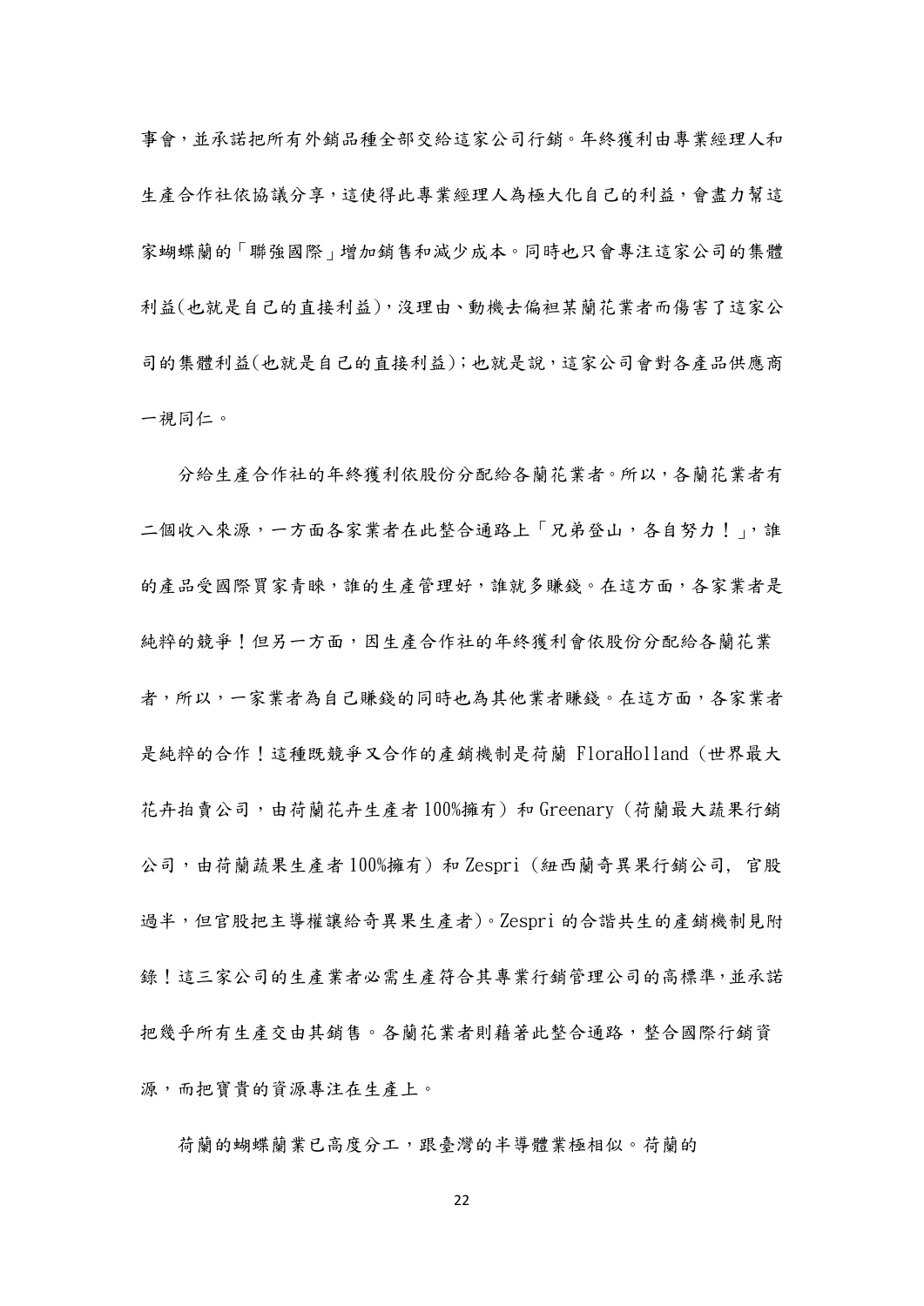事會，並承諾把所有外銷品種全部交給這家公司行銷。年終獲利由專業經理人和生產合作社依協議分享，這使得此專業經理人為極大化自己的利益，會盡力幫這家蝴蝶蘭的「聯強國際」增加銷售和減少成本。同時也只會專注這家公司的集體利益(也就是自己的直接利益)，沒理由、動機去偏袒某蘭花業者而傷害了這家公司的集體利益(也就是自己的直接利益)；也就是說，這家公司會對各產品供應商一視同仁。

分給生產合作社的年終獲利依股份分配給各蘭花業者。所以，各蘭花業者有二個收入來源，一方面各家業者在此整合通路上「兄弟登山，各自努力！」，誰的產品受國際買家青睞，誰的生產管理好，誰就多賺錢。在這方面，各家業者是純粹的競爭！但另一方面，因生產合作社的年終獲利會依股份分配給各蘭花業者，所以，一家業者為自己賺錢的同時也為其他業者賺錢。在這方面，各家業者是純粹的合作！這種既競爭又合作的產銷機制是荷蘭 FloraHolland（世界最大花卉拍賣公司，由荷蘭花卉生產者 100%擁有）和 Greenary（荷蘭最大蔬果行銷公司，由荷蘭蔬果生產者 100%擁有）和 Zespri（紐西蘭奇異果行銷公司, 官股過半，但官股把主導權讓給奇異果生產者)。Zespri 的合諧共生的產銷機制見附錄！這三家公司的生產業者必需生產符合其專業行銷管理公司的高標準，並承諾把幾乎所有生產交由其銷售。各蘭花業者則藉著此整合通路，整合國際行銷資源，而把寶貴的資源專注在生產上。

荷蘭的蝴蝶蘭業已高度分工，跟臺灣的半導體業極相似。荷蘭的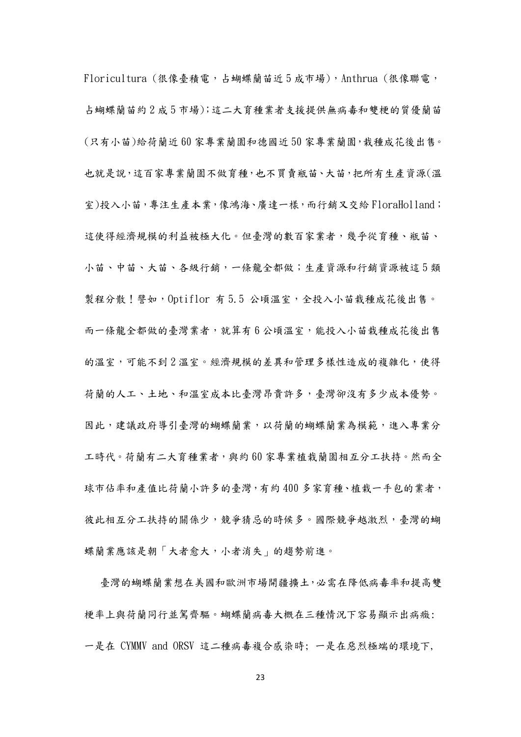Floricultura（很像臺積電，占蝴蝶蘭苗近 5 成市場），Anthrua（很像聯電，占蝴蝶蘭苗約 2 成 5 市場)；這二大育種業者支援提供無病毒和雙梗的質優蘭苗(只有小苗)給荷蘭近 60 家專業蘭園和德國近 50 家專業蘭園，栽種成花後出售。也就是說，這百家專業蘭園不做育種，也不買賣瓶苗、大苗，把所有生產資源(溫室)投入小苗，專注生產本業，像鴻海、廣達一樣，而行銷又交給 FloraHolland；這使得經濟規模的利益被極大化。但臺灣的數百家業者，幾乎從育種、瓶苗、小苗、中苗、大苗、各級行銷，一條龍全都做；生產資源和行銷資源被這 5 類製程分散！譬如，Optiflor 有 5.5 公頃溫室，全投入小苗栽種成花後出售。而一條龍全都做的臺灣業者，就算有 6 公頃溫室，能投入小苗栽種成花後出售的溫室，可能不到 2 溫室。經濟規模的差異和管理多樣性造成的複雜化，使得荷蘭的人工、土地、和溫室成本比臺灣昂貴許多，臺灣卻沒有多少成本優勢。因此，建議政府導引臺灣的蝴蝶蘭業，以荷蘭的蝴蝶蘭業為模範，進入專業分工時代。荷蘭有二大育種業者，與約 60 家專業植栽蘭園相互分工扶持。然而全球市佔率和產值比荷蘭小許多的臺灣，有約 400 多家育種、植栽一手包的業者，彼此相互分工扶持的關係少，競爭猜忌的時候多。國際競爭越激烈，臺灣的蝴蝶蘭業應該是朝「大者愈大，小者消失」的趨勢前進。

臺灣的蝴蝶蘭業想在美國和歐洲市場開疆擴土，必需在降低病毒率和提高雙梗率上與荷蘭同行並駕齊驅。蝴蝶蘭病毒大概在三種情況下容易顯示出病癥：一是在 CYMMV and ORSV 這二種病毒複合感染時；一是在惡烈極端的環境下，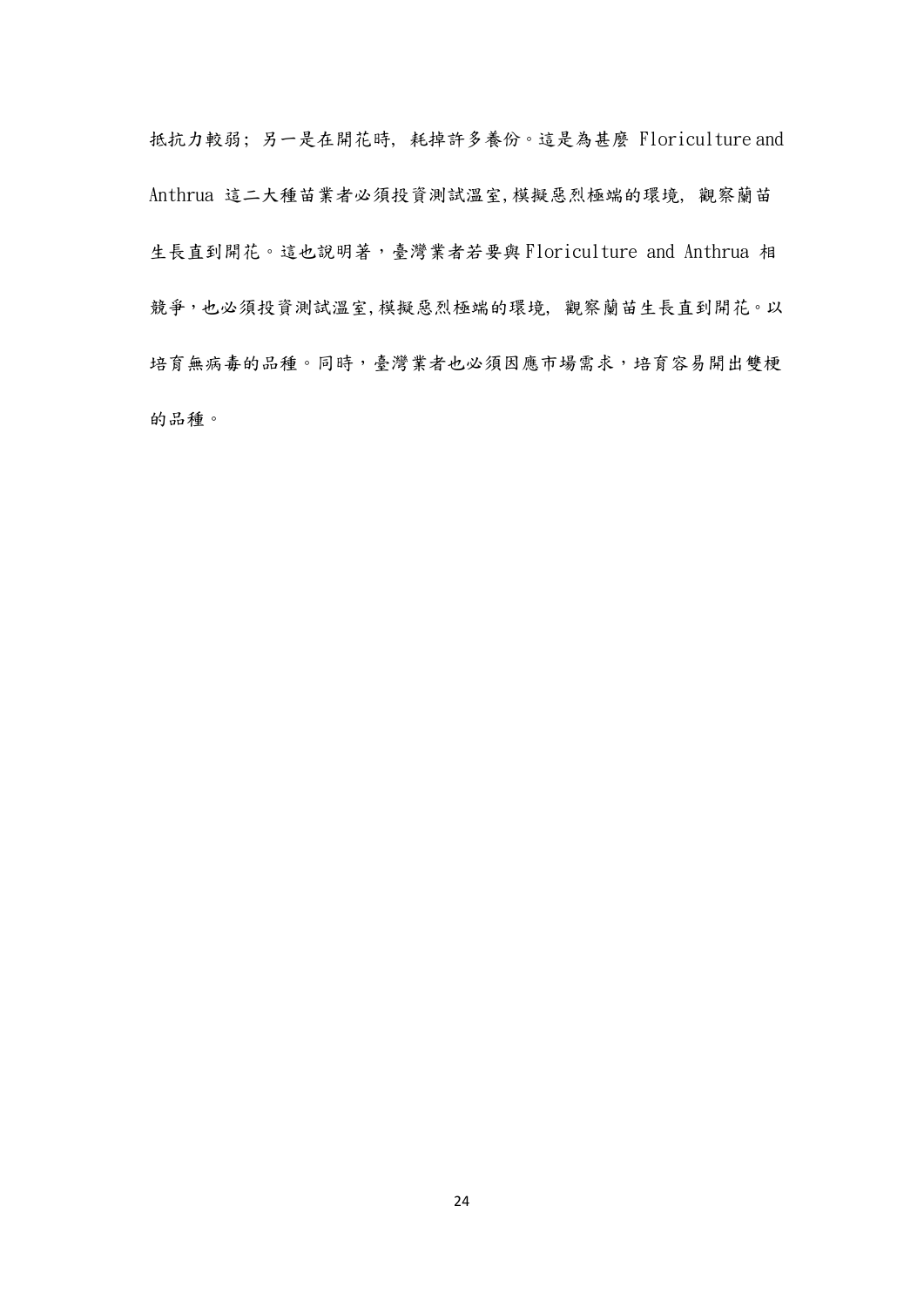抵抗力較弱; 另一是在開花時, 耗掉許多養份。這是為甚麼 Floriculture and Anthrua 這二大種苗業者必須投資測試溫室,模擬惡烈極端的環境, 觀察蘭苗生長直到開花。這也說明著，臺灣業者若要與Floriculture and Anthrua 相競爭，也必須投資測試溫室,模擬惡烈極端的環境, 觀察蘭苗生長直到開花。以培育無病毒的品種。同時，臺灣業者也必須因應市場需求，培育容易開出雙梗的品種。